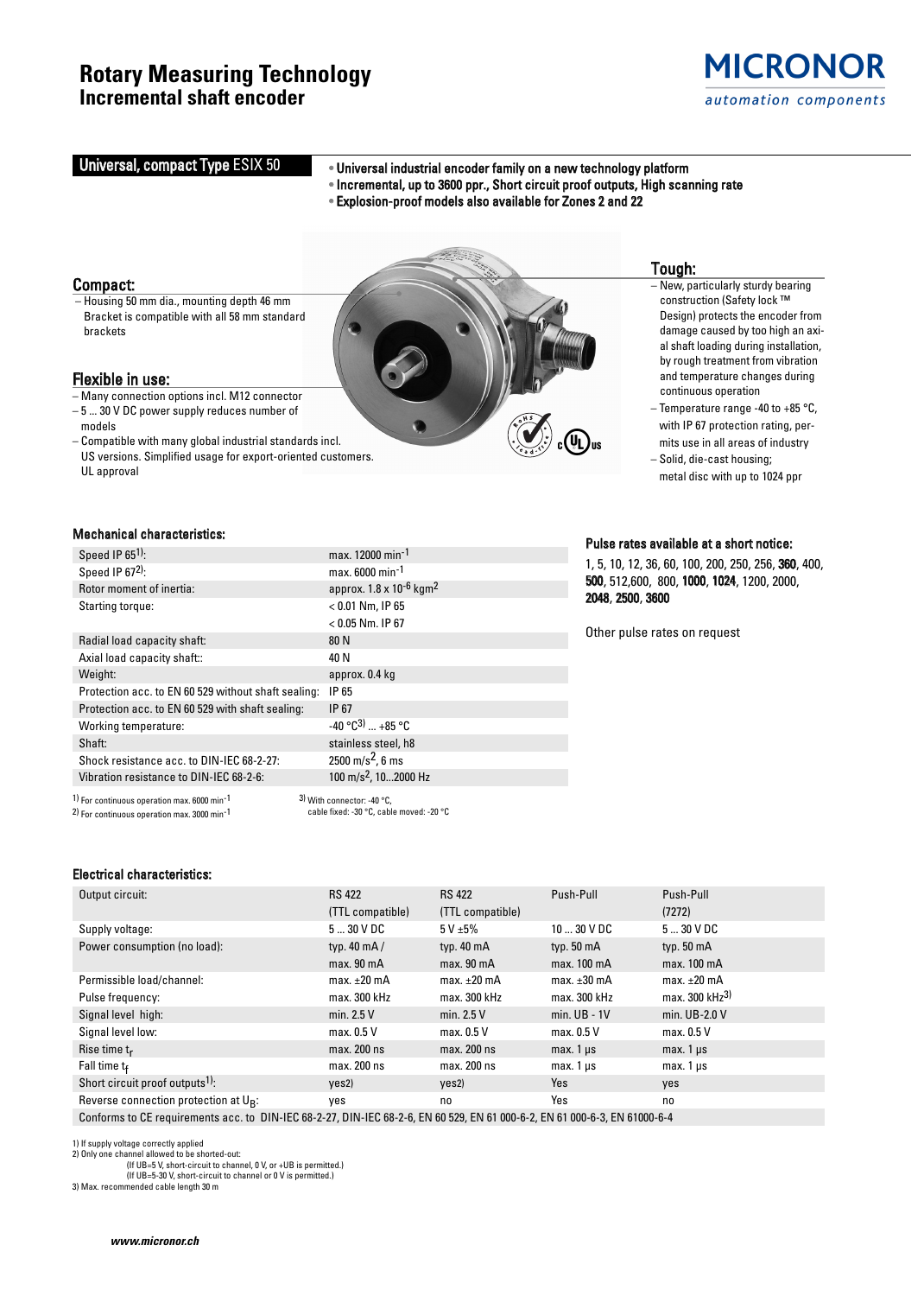# Rotary Measuring Technology
## Incremental shaft encoder

**MICRONOR**
*automation components*

## Universal, compact Type ESIX 50

- **Universal industrial encoder family on a new technology platform**
- **Incremental, up to 3600 ppr., Short circuit proof outputs, High scanning rate**
- **Explosion-proof models also available for Zones 2 and 22**

### Compact:

– Housing 50 mm dia., mounting depth 46 mm
Bracket is compatible with all 58 mm standard brackets

### Flexible in use:

– Many connection options incl. M12 connector
– 5 ... 30 V DC power supply reduces number of models
– Compatible with many global industrial standards incl. US versions. Simplified usage for export-oriented customers. UL approval

### Tough:

– New, particularly sturdy bearing construction (Safety lock ™ Design) protects the encoder from damage caused by too high an axial shaft loading during installation, by rough treatment from vibration and temperature changes during continuous operation
– Temperature range -40 to +85 °C, with IP 67 protection rating, permits use in all areas of industry
– Solid, die-cast housing; metal disc with up to 1024 ppr

### Mechanical characteristics:

| | |
|---|---|
| Speed IP 65[1]): | max. 12000 $min^{-1}$ |
| Speed IP 67[2]): | max. 6000 $min^{-1}$ |
| Rotor moment of inertia: | approx. 1.8 x $10^{-6}$ $kgm^2$ |
| Starting torque: | < 0.01 Nm, IP 65<br>< 0.05 Nm. IP 67 |
| Radial load capacity shaft: | 80 N |
| Axial load capacity shaft:: | 40 N |
| Weight: | approx. 0.4 kg |
| Protection acc. to EN 60 529 without shaft sealing: | IP 65 |
| Protection acc. to EN 60 529 with shaft sealing: | IP 67 |
| Working temperature: | -40 °C[3]) ... +85 °C |
| Shaft: | stainless steel, h8 |
| Shock resistance acc. to DIN-IEC 68-2-27: | 2500 $m/s^2$, 6 ms |
| Vibration resistance to DIN-IEC 68-2-6: | 100 $m/s^2$, 10...2000 Hz |

1) For continuous operation max. 6000 $min^{-1}$
2) For continuous operation max. 3000 $min^{-1}$
3) With connector: -40 °C, cable fixed: -30 °C, cable moved: -20 °C

### Pulse rates available at a short notice:

1, 5, 10, 12, 36, 60, 100, 200, 250, 256, **360**, 400, **500**, 512,600, 800, **1000**, **1024**, 1200, 2000, **2048**, **2500**, **3600**

Other pulse rates on request

### Electrical characteristics:

| Output circuit: | RS 422 (TTL compatible) | RS 422 (TTL compatible) | Push-Pull | Push-Pull (7272) |
|---|---|---|---|---|
| Supply voltage: | 5 ... 30 V DC | 5 V ±5% | 10 ... 30 V DC | 5 ... 30 V DC |
| Power consumption (no load): | typ. 40 mA / max. 90 mA | typ. 40 mA max. 90 mA | typ. 50 mA max. 100 mA | typ. 50 mA max. 100 mA |
| Permissible load/channel: | max. ±20 mA | max. ±20 mA | max. ±30 mA | max. ±20 mA |
| Pulse frequency: | max. 300 kHz | max. 300 kHz | max. 300 kHz | max. 300 kHz[3]) |
| Signal level high: | min. 2.5 V | min. 2.5 V | min. UB - 1V | min. UB-2.0 V |
| Signal level low: | max. 0.5 V | max. 0.5 V | max. 0.5 V | max. 0.5 V |
| Rise time $t_r$ | max. 200 ns | max. 200 ns | max. 1 µs | max. 1 µs |
| Fall time $t_f$ | max. 200 ns | max. 200 ns | max. 1 µs | max. 1 µs |
| Short circuit proof outputs[1]): | yes2) | yes2) | Yes | yes |
| Reverse connection protection at $U_B$: | yes | no | Yes | no |
| Conforms to CE requirements acc. to DIN-IEC 68-2-27, DIN-IEC 68-2-6, EN 60 529, EN 61 000-6-2, EN 61 000-6-3, EN 61000-6-4 | | | | |

1) If supply voltage correctly applied
2) Only one channel allowed to be shorted-out:
(If UB=5 V, short-circuit to channel, 0 V, or +UB is permitted.)
(If UB=5-30 V, short-circuit to channel or 0 V is permitted.)
3) Max. recommended cable length 30 m

*www.micronor.ch*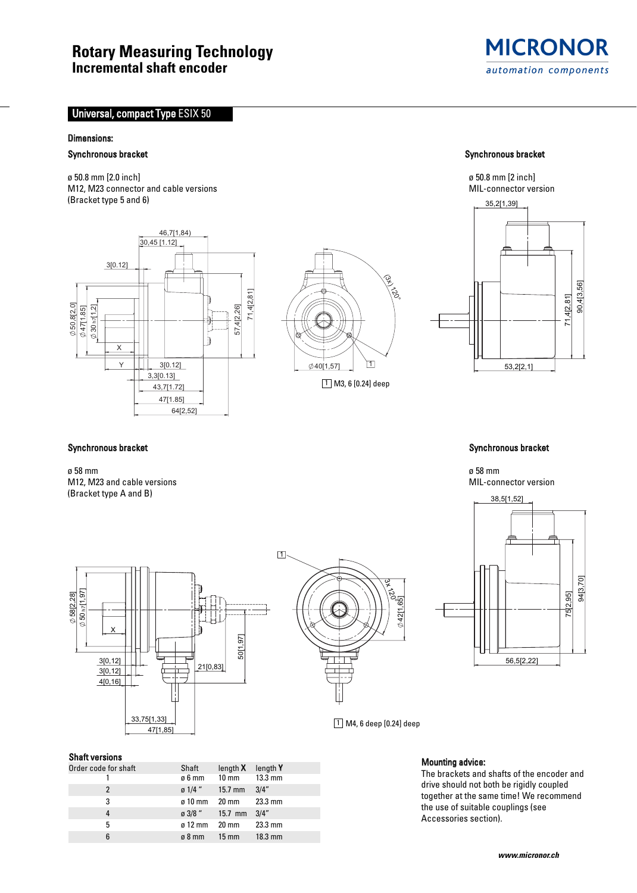# Rotary Measuring Technology
## Incremental shaft encoder

## Universal, compact Type ESIX 50

### Dimensions:

**Synchronous bracket**

ø 50.8 mm [2.0 inch]
M12, M23 connector and cable versions
(Bracket type 5 and 6)

1 M3, 6 [0.24] deep

**Synchronous bracket**

ø 50.8 mm [2 inch]
MIL-connector version

**Synchronous bracket**

ø 58 mm
M12, M23 and cable versions
(Bracket type A and B)

1 M4, 6 deep [0.24] deep

**Synchronous bracket**

ø 58 mm
MIL-connector version

### Shaft versions

| Order code for shaft | Shaft | length **X** | length **Y** |
|---|---|---|---|
| 1 | ø 6 mm | 10 mm | 13.3 mm |
| 2 | ø 1/4 " | 15.7 mm | 3/4" |
| 3 | ø 10 mm | 20 mm | 23.3 mm |
| 4 | ø 3/8 " | 15.7 mm | 3/4" |
| 5 | ø 12 mm | 20 mm | 23.3 mm |
| 6 | ø 8 mm | 15 mm | 18.3 mm |

### Mounting advice:

The brackets and shafts of the encoder and drive should not both be rigidly coupled together at the same time! We recommend the use of suitable couplings (see Accessories section).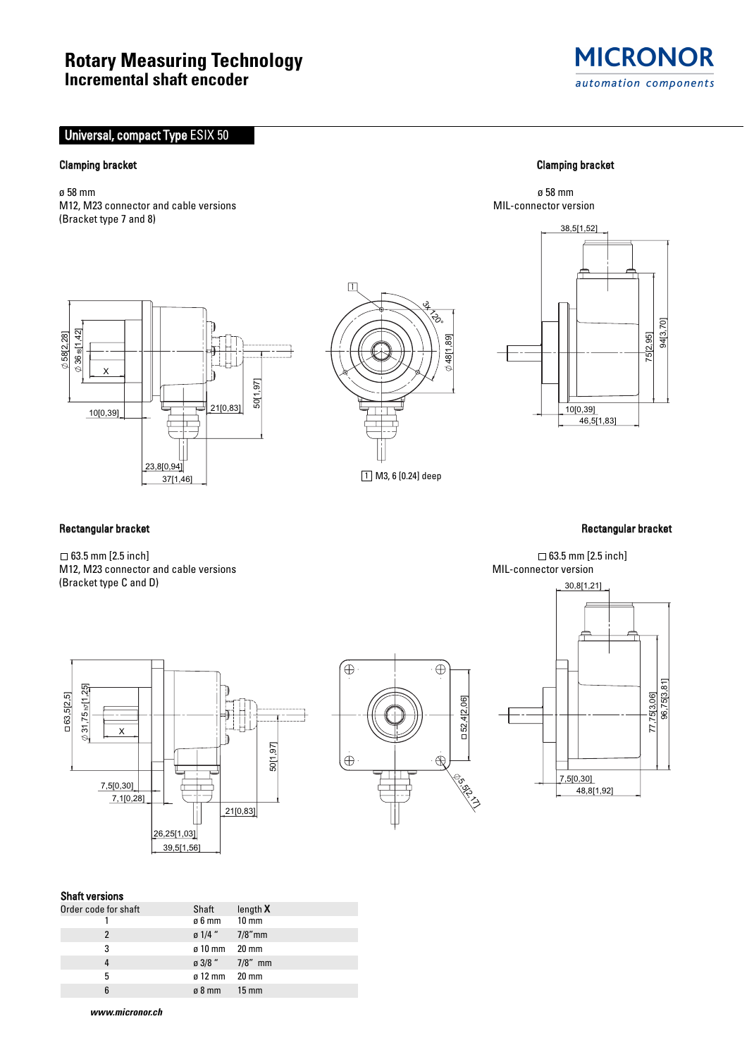# Rotary Measuring Technology
## Incremental shaft encoder

## Universal, compact Type ESIX 50

### Clamping bracket

ø 58 mm
M12, M23 connector and cable versions
(Bracket type 7 and 8)

1 M3, 6 [0.24] deep

### Clamping bracket

ø 58 mm
MIL-connector version

### Rectangular bracket

□ 63.5 mm [2.5 inch]
M12, M23 connector and cable versions
(Bracket type C and D)

### Rectangular bracket

□ 63.5 mm [2.5 inch]
MIL-connector version

### Shaft versions

| Order code for shaft | Shaft | length **X** |
|---|---|---|
| 1 | ø 6 mm | 10 mm |
| 2 | ø 1/4 " | 7/8"mm |
| 3 | ø 10 mm | 20 mm |
| 4 | ø 3/8 " | 7/8" mm |
| 5 | ø 12 mm | 20 mm |
| 6 | ø 8 mm | 15 mm |

*www.micronor.ch*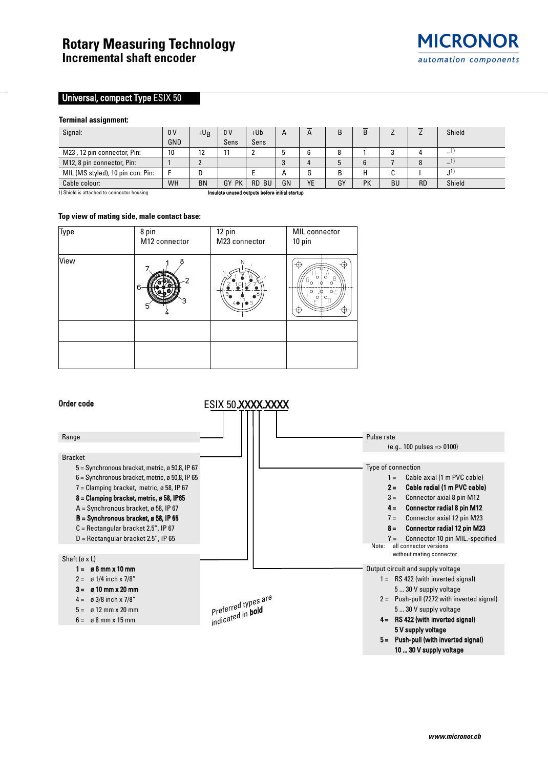# Rotary Measuring Technology
## Incremental shaft encoder

## Universal, compact Type ESIX 50

### Terminal assignment:

| Signal: | 0 V GND | +$U_B$ | 0 V Sens | +Ub Sens | A | $\overline{A}$ | B | $\overline{B}$ | Z | $\overline{Z}$ | Shield |
|---|---|---|---|---|---|---|---|---|---|---|---|
| M23 , 12 pin connector, Pin: | 10 | 12 | 11 | 2 | 5 | 6 | 8 | 1 | 3 | 4 | –[1] |
| M12, 8 pin connector, Pin: | 1 | 2 | | | 3 | 4 | 5 | 6 | 7 | 8 | –[1] |
| MIL (MS styled), 10 pin con. Pin: | F | D | | E | A | G | B | H | C | I | J[1] |
| Cable colour: | WH | BN | GY PK | RD BU | GN | YE | GY | PK | BU | RD | Shield |

1) Shield is attached to connector housing

**Insulate unused outputs before initial startup**

### Top view of mating side, male contact base:

| Type | 8 pin M12 connector | 12 pin M23 connector | MIL connector 10 pin |
|---|---|---|---|
| View | | | |
| | | | |
| | | | |

### Order code

**ESIX 50.XXXX.XXXX**

**Range**

**Bracket**
- 5 = Synchronous bracket, metric, ø 50,8, IP 67
- 6 = Synchronous bracket, metric, ø 50,8, IP 65
- 7 = Clamping bracket, metric, ø 58, IP 67
- **8 = Clamping bracket, metric, ø 58, IP65**
- A = Synchronous bracket, ø 58, IP 67
- **B = Synchronous bracket, ø 58, IP 65**
- C = Rectangular bracket 2.5", IP 67
- D = Rectangular bracket 2.5", IP 65

**Shaft (ø x L)**
- **1 = ø 6 mm x 10 mm**
- 2 = ø 1/4 inch x 7/8"
- **3 = ø 10 mm x 20 mm**
- 4 = ø 3/8 inch x 7/8"
- 5 = ø 12 mm x 20 mm
- 6 = ø 8 mm x 15 mm

**Pulse rate**
(e.g.. 100 pulses => 0100)

**Type of connection**
- 1 = Cable axial (1 m PVC cable)
- **2 = Cable radial (1 m PVC cable)**
- 3 = Connector axial 8 pin M12
- **4 = Connector radial 8 pin M12**
- 7 = Connector axial 12 pin M23
- **8 = Connector radial 12 pin M23**
- Y = Connector 10 pin MIL.-specified

Note: all connector versions without mating connector

**Output circuit and supply voltage**
- 1 = RS 422 (with inverted signal) 5 ... 30 V supply voltage
- 2 = Push-pull (7272 with inverted signal) 5 ... 30 V supply voltage
- **4 = RS 422 (with inverted signal) 5 V supply voltage**
- **5 = Push-pull (with inverted signal) 10 ... 30 V supply voltage**

*Preferred types are indicated in **bold***